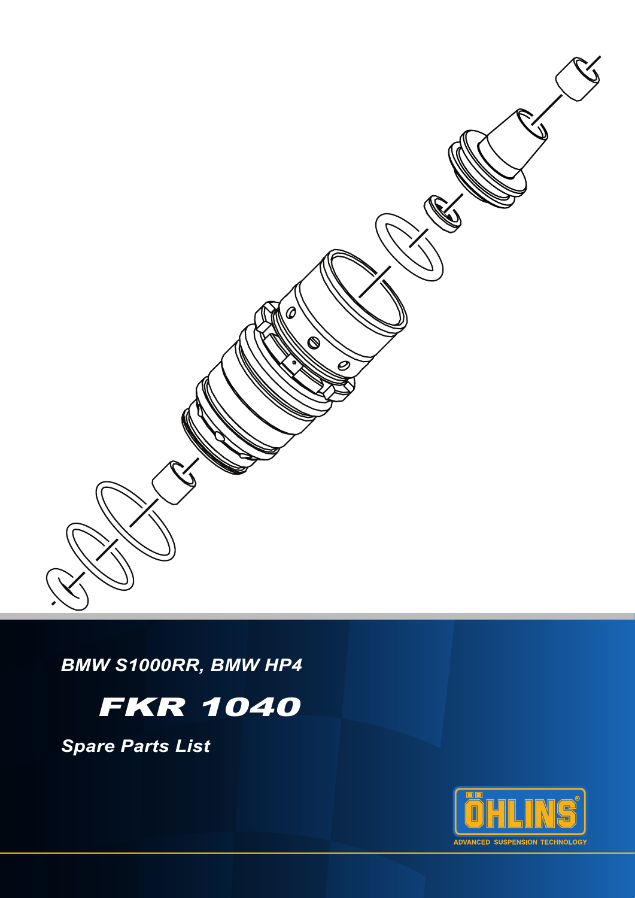*BMW S1000RR, BMW HP4*

# *FKR 1040*

## *Spare Parts List*

ÖHLINS

ADVANCED SUSPENSION TECHNOLOGY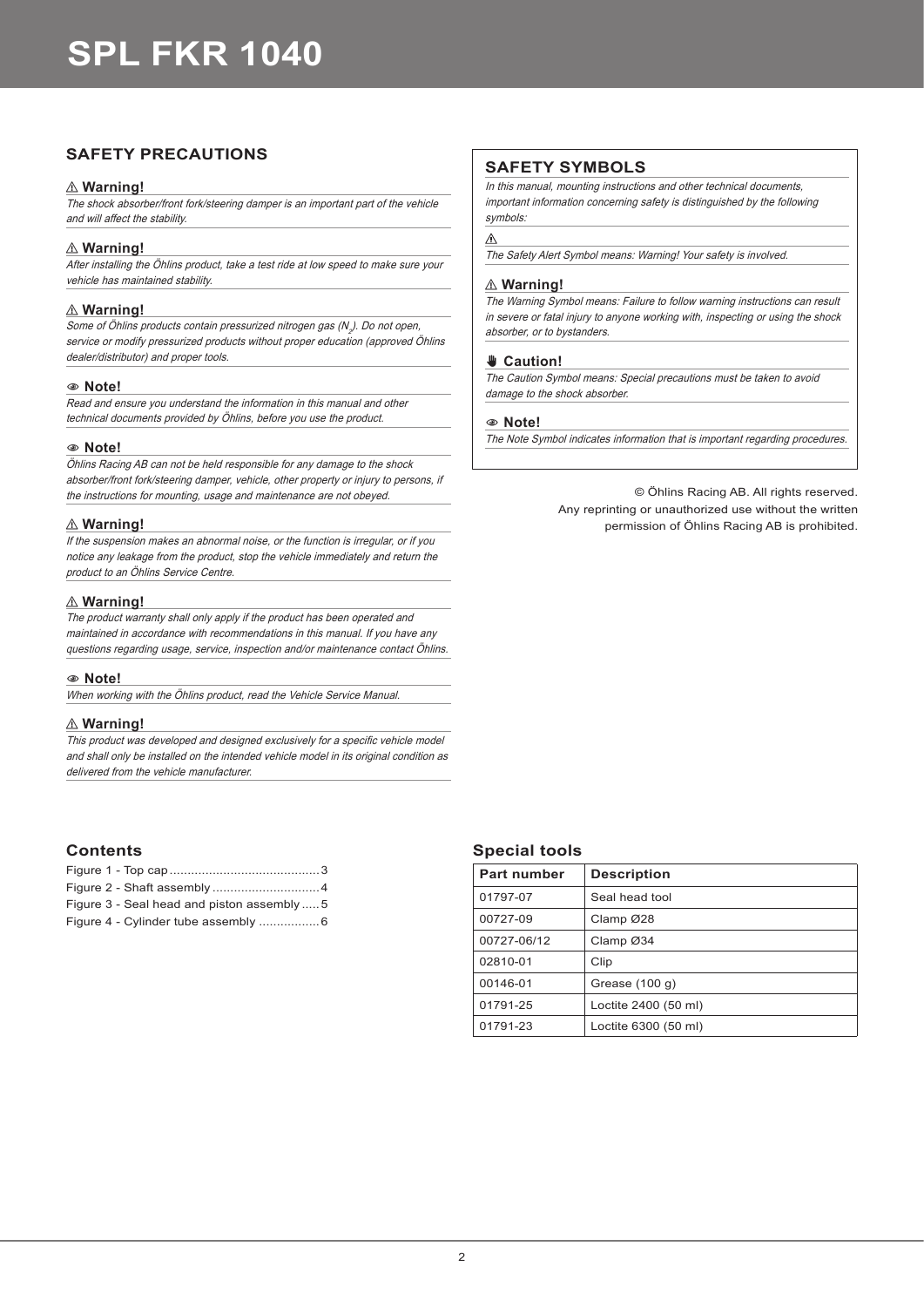# SPL FKR 1040

## SAFETY PRECAUTIONS

**⚠ Warning!**

*The shock absorber/front fork/steering damper is an important part of the vehicle and will affect the stability.*

**⚠ Warning!**

*After installing the Öhlins product, take a test ride at low speed to make sure your vehicle has maintained stability.*

**⚠ Warning!**

*Some of Öhlins products contain pressurized nitrogen gas ($N_2$). Do not open, service or modify pressurized products without proper education (approved Öhlins dealer/distributor) and proper tools.*

**Note!**

*Read and ensure you understand the information in this manual and other technical documents provided by Öhlins, before you use the product.*

**Note!**

*Öhlins Racing AB can not be held responsible for any damage to the shock absorber/front fork/steering damper, vehicle, other property or injury to persons, if the instructions for mounting, usage and maintenance are not obeyed.*

**⚠ Warning!**

*If the suspension makes an abnormal noise, or the function is irregular, or if you notice any leakage from the product, stop the vehicle immediately and return the product to an Öhlins Service Centre.*

**⚠ Warning!**

*The product warranty shall only apply if the product has been operated and maintained in accordance with recommendations in this manual. If you have any questions regarding usage, service, inspection and/or maintenance contact Öhlins.*

**Note!**

*When working with the Öhlins product, read the Vehicle Service Manual.*

**⚠ Warning!**

*This product was developed and designed exclusively for a specific vehicle model and shall only be installed on the intended vehicle model in its original condition as delivered from the vehicle manufacturer.*

## SAFETY SYMBOLS

*In this manual, mounting instructions and other technical documents, important information concerning safety is distinguished by the following symbols:*

⚠

*The Safety Alert Symbol means: Warning! Your safety is involved.*

**⚠ Warning!**

*The Warning Symbol means: Failure to follow warning instructions can result in severe or fatal injury to anyone working with, inspecting or using the shock absorber, or to bystanders.*

**Caution!**

*The Caution Symbol means: Special precautions must be taken to avoid damage to the shock absorber.*

**Note!**

*The Note Symbol indicates information that is important regarding procedures.*

© Öhlins Racing AB. All rights reserved. Any reprinting or unauthorized use without the written permission of Öhlins Racing AB is prohibited.

### Contents

Figure 1 - Top cap .......... 3
Figure 2 - Shaft assembly .......... 4
Figure 3 - Seal head and piston assembly .......... 5
Figure 4 - Cylinder tube assembly .......... 6

### Special tools

| Part number | Description |
| --- | --- |
| 01797-07 | Seal head tool |
| 00727-09 | Clamp Ø28 |
| 00727-06/12 | Clamp Ø34 |
| 02810-01 | Clip |
| 00146-01 | Grease (100 g) |
| 01791-25 | Loctite 2400 (50 ml) |
| 01791-23 | Loctite 6300 (50 ml) |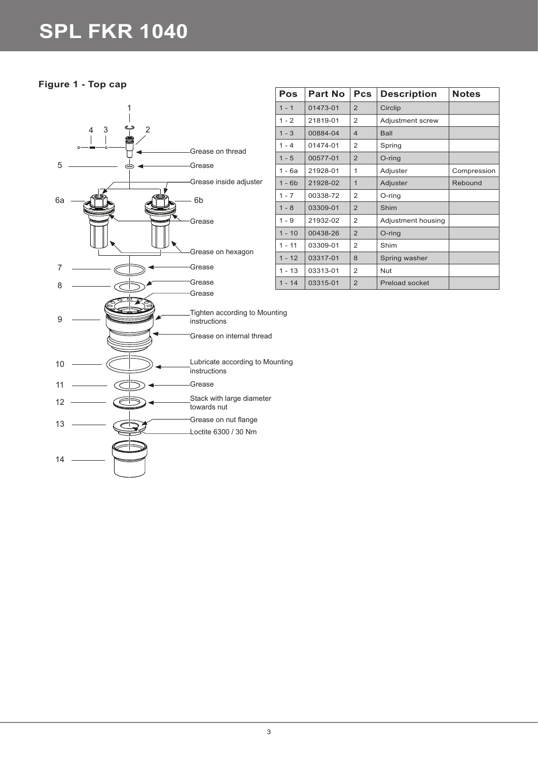# SPL FKR 1040

**Figure 1 - Top cap**

1 | 2 | 3 | 4 | 5 | 6a | 6b | 7 | 8 | 9 | 10 | 11 | 12 | 13 | 14

Grease on thread

Grease

Grease inside adjuster

Grease

Grease on hexagon

Grease

Grease

Grease

Tighten according to Mounting instructions

Grease on internal thread

Lubricate according to Mounting instructions

Grease

Stack with large diameter towards nut

Grease on nut flange

Loctite 6300 / 30 Nm

| Pos | Part No | Pcs | Description | Notes |
|---|---|---|---|---|
| 1 - 1 | 01473-01 | 2 | Circlip | |
| 1 - 2 | 21819-01 | 2 | Adjustment screw | |
| 1 - 3 | 00884-04 | 4 | Ball | |
| 1 - 4 | 01474-01 | 2 | Spring | |
| 1 - 5 | 00577-01 | 2 | O-ring | |
| 1 - 6a | 21928-01 | 1 | Adjuster | Compression |
| 1 - 6b | 21928-02 | 1 | Adjuster | Rebound |
| 1 - 7 | 00338-72 | 2 | O-ring | |
| 1 - 8 | 03309-01 | 2 | Shim | |
| 1 - 9 | 21932-02 | 2 | Adjustment housing | |
| 1 - 10 | 00438-26 | 2 | O-ring | |
| 1 - 11 | 03309-01 | 2 | Shim | |
| 1 - 12 | 03317-01 | 8 | Spring washer | |
| 1 - 13 | 03313-01 | 2 | Nut | |
| 1 - 14 | 03315-01 | 2 | Preload socket | |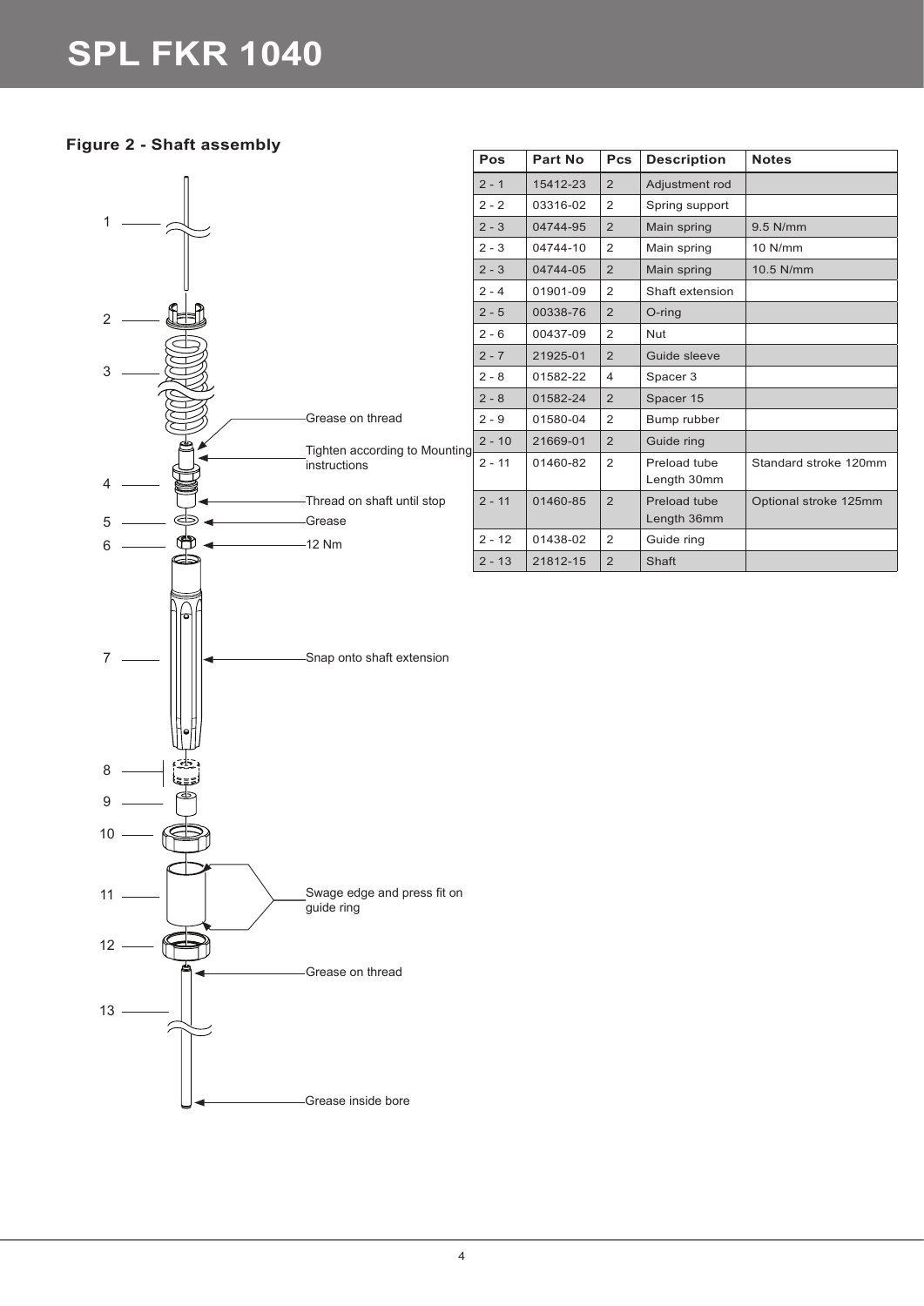# SPL FKR 1040

### Figure 2 - Shaft assembly

1
2
3
4
5
6
7
8
9
10
11
12
13

Grease on thread

Tighten according to Mounting instructions

Thread on shaft until stop

Grease

12 Nm

Snap onto shaft extension

Swage edge and press fit on guide ring

Grease on thread

Grease inside bore

| Pos | Part No | Pcs | Description | Notes |
|---|---|---|---|---|
| 2 - 1 | 15412-23 | 2 | Adjustment rod | |
| 2 - 2 | 03316-02 | 2 | Spring support | |
| 2 - 3 | 04744-95 | 2 | Main spring | 9.5 N/mm |
| 2 - 3 | 04744-10 | 2 | Main spring | 10 N/mm |
| 2 - 3 | 04744-05 | 2 | Main spring | 10.5 N/mm |
| 2 - 4 | 01901-09 | 2 | Shaft extension | |
| 2 - 5 | 00338-76 | 2 | O-ring | |
| 2 - 6 | 00437-09 | 2 | Nut | |
| 2 - 7 | 21925-01 | 2 | Guide sleeve | |
| 2 - 8 | 01582-22 | 4 | Spacer 3 | |
| 2 - 8 | 01582-24 | 2 | Spacer 15 | |
| 2 - 9 | 01580-04 | 2 | Bump rubber | |
| 2 - 10 | 21669-01 | 2 | Guide ring | |
| 2 - 11 | 01460-82 | 2 | Preload tube Length 30mm | Standard stroke 120mm |
| 2 - 11 | 01460-85 | 2 | Preload tube Length 36mm | Optional stroke 125mm |
| 2 - 12 | 01438-02 | 2 | Guide ring | |
| 2 - 13 | 21812-15 | 2 | Shaft | |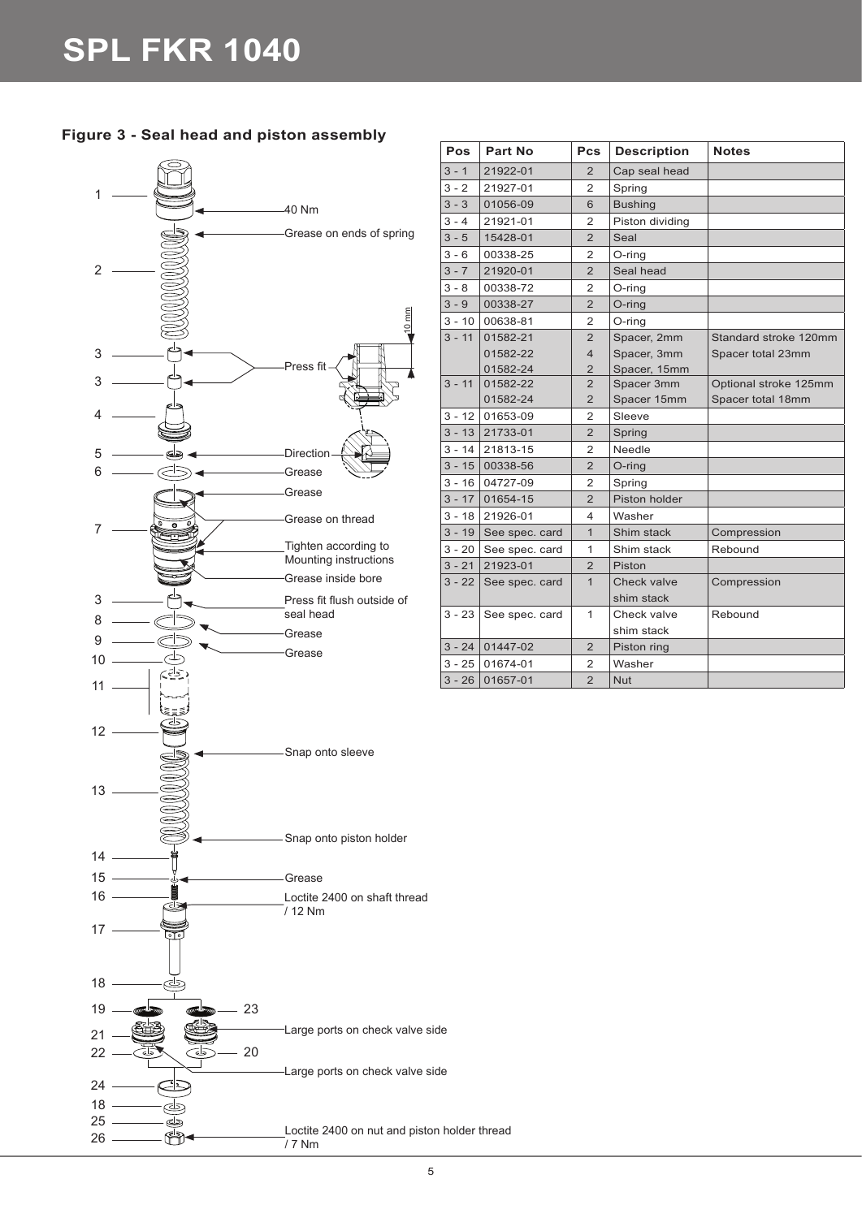# SPL FKR 1040

### Figure 3 - Seal head and piston assembly

| Pos | Part No | Pcs | Description | Notes |
|---|---|---|---|---|
| 3 - 1 | 21922-01 | 2 | Cap seal head | |
| 3 - 2 | 21927-01 | 2 | Spring | |
| 3 - 3 | 01056-09 | 6 | Bushing | |
| 3 - 4 | 21921-01 | 2 | Piston dividing | |
| 3 - 5 | 15428-01 | 2 | Seal | |
| 3 - 6 | 00338-25 | 2 | O-ring | |
| 3 - 7 | 21920-01 | 2 | Seal head | |
| 3 - 8 | 00338-72 | 2 | O-ring | |
| 3 - 9 | 00338-27 | 2 | O-ring | |
| 3 - 10 | 00638-81 | 2 | O-ring | |
| 3 - 11 | 01582-21<br>01582-22<br>01582-24 | 2<br>4<br>2 | Spacer, 2mm<br>Spacer, 3mm<br>Spacer, 15mm | Standard stroke 120mm<br>Spacer total 23mm |
| 3 - 11 | 01582-22<br>01582-24 | 2<br>2 | Spacer 3mm<br>Spacer 15mm | Optional stroke 125mm<br>Spacer total 18mm |
| 3 - 12 | 01653-09 | 2 | Sleeve | |
| 3 - 13 | 21733-01 | 2 | Spring | |
| 3 - 14 | 21813-15 | 2 | Needle | |
| 3 - 15 | 00338-56 | 2 | O-ring | |
| 3 - 16 | 04727-09 | 2 | Spring | |
| 3 - 17 | 01654-15 | 2 | Piston holder | |
| 3 - 18 | 21926-01 | 4 | Washer | |
| 3 - 19 | See spec. card | 1 | Shim stack | Compression |
| 3 - 20 | See spec. card | 1 | Shim stack | Rebound |
| 3 - 21 | 21923-01 | 2 | Piston | |
| 3 - 22 | See spec. card | 1 | Check valve shim stack | Compression |
| 3 - 23 | See spec. card | 1 | Check valve shim stack | Rebound |
| 3 - 24 | 01447-02 | 2 | Piston ring | |
| 3 - 25 | 01674-01 | 2 | Washer | |
| 3 - 26 | 01657-01 | 2 | Nut | |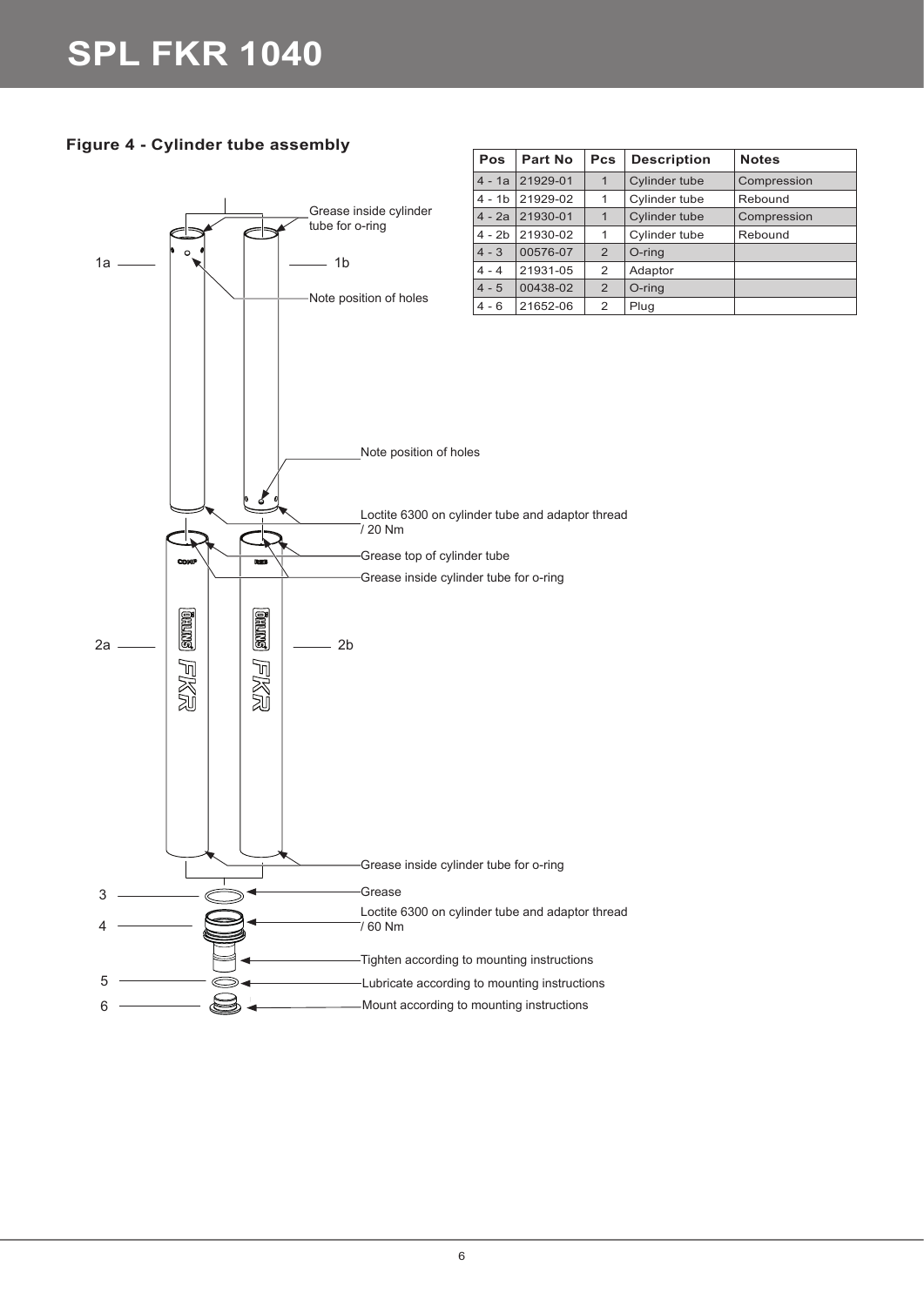# SPL FKR 1040

## Figure 4 - Cylinder tube assembly

| Pos | Part No | Pcs | Description | Notes |
|---|---|---|---|---|
| 4 - 1a | 21929-01 | 1 | Cylinder tube | Compression |
| 4 - 1b | 21929-02 | 1 | Cylinder tube | Rebound |
| 4 - 2a | 21930-01 | 1 | Cylinder tube | Compression |
| 4 - 2b | 21930-02 | 1 | Cylinder tube | Rebound |
| 4 - 3 | 00576-07 | 2 | O-ring | |
| 4 - 4 | 21931-05 | 2 | Adaptor | |
| 4 - 5 | 00438-02 | 2 | O-ring | |
| 4 - 6 | 21652-06 | 2 | Plug | |

1a

1b

Grease inside cylinder tube for o-ring

Note position of holes

Note position of holes

Loctite 6300 on cylinder tube and adaptor thread / 20 Nm

Grease top of cylinder tube

Grease inside cylinder tube for o-ring

2a

2b

Grease inside cylinder tube for o-ring

3 Grease

4 Loctite 6300 on cylinder tube and adaptor thread / 60 Nm

Tighten according to mounting instructions

5 Lubricate according to mounting instructions

6 Mount according to mounting instructions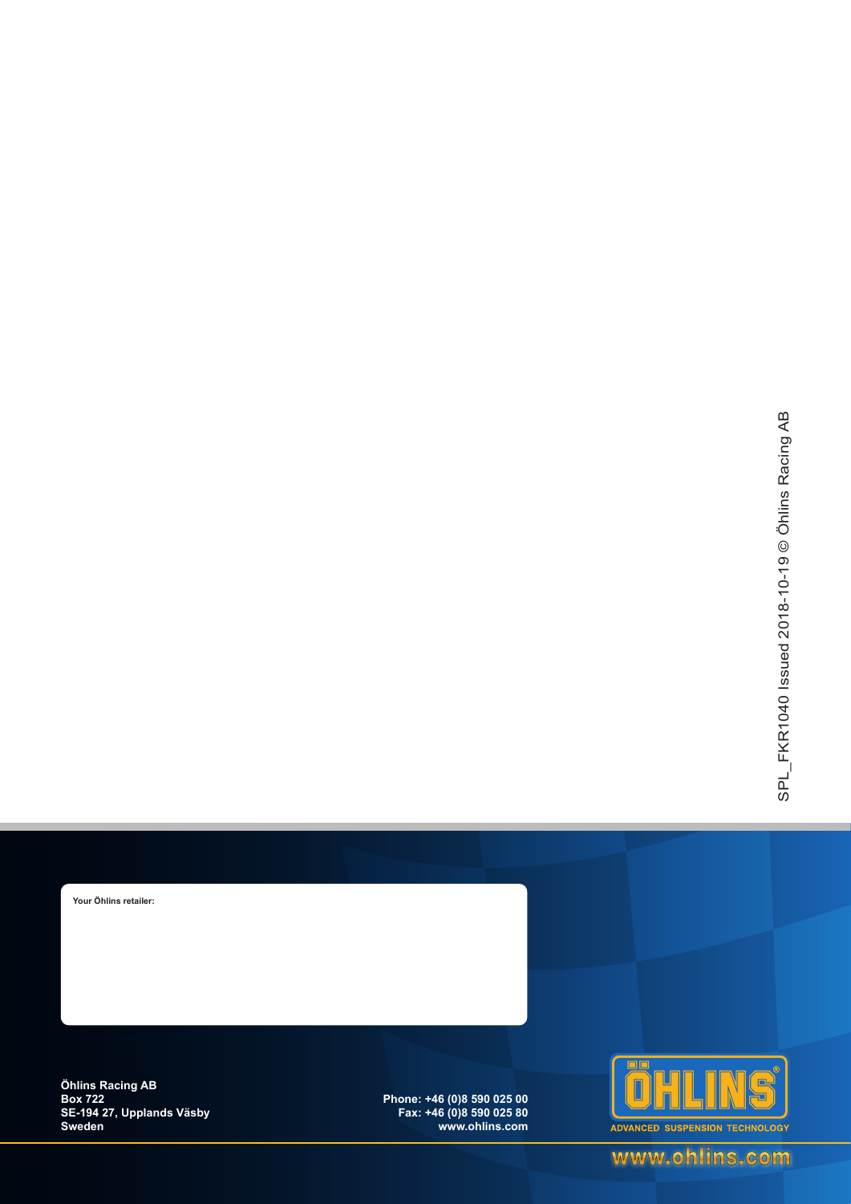SPL_FKR1040 Issued 2018-10-19 © Öhlins Racing AB

Your Öhlins retailer:

**Öhlins Racing AB**
**Box 722**
**SE-194 27, Upplands Väsby**
**Sweden**

**Phone: +46 (0)8 590 025 00**
**Fax: +46 (0)8 590 025 80**
**www.ohlins.com**

ÖHLINS

ADVANCED SUSPENSION TECHNOLOGY

www.ohlins.com